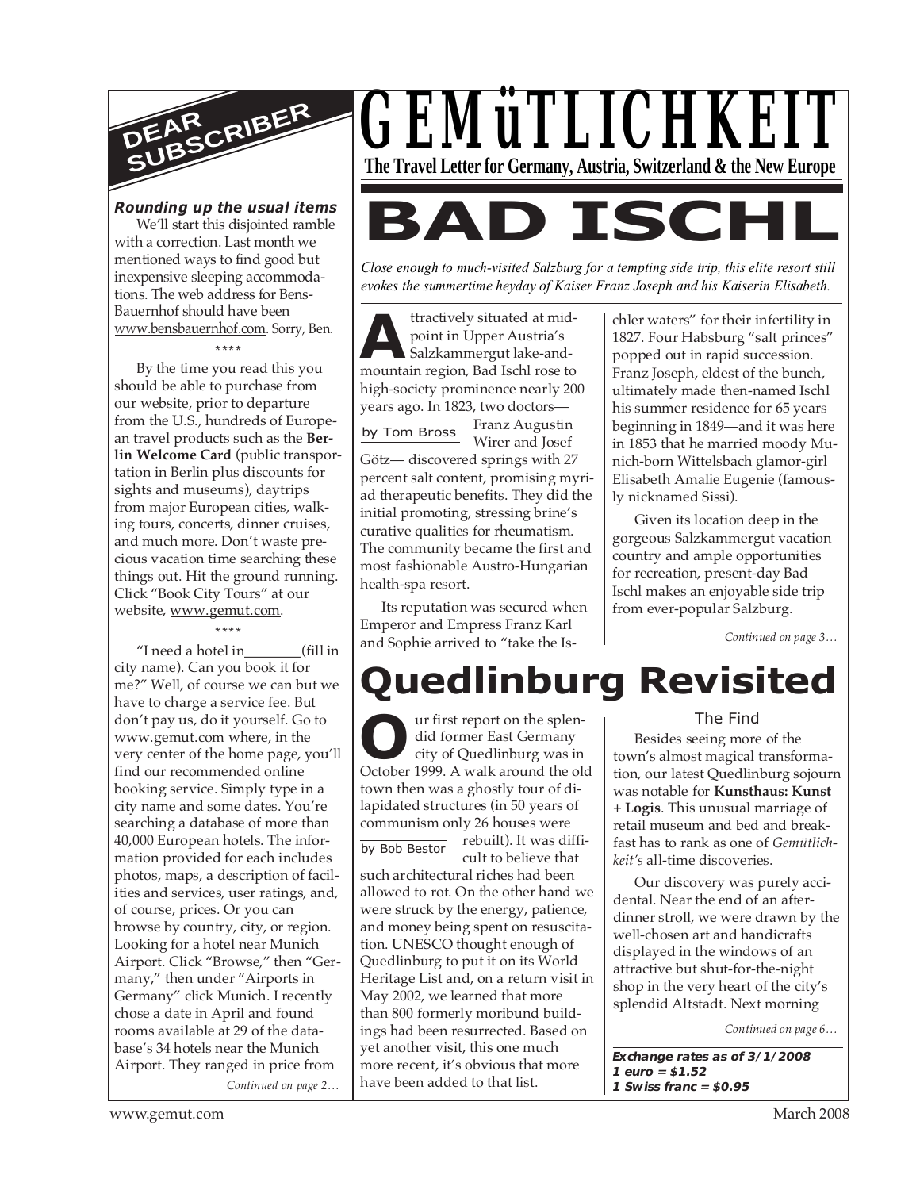# GEMüTLICHKEIT

**The Travel Letter for Germany, Austria, Switzerland & the New Europe**

## DEAR SUBSCRIBER

***Rounding up the usual items***

We'll start this disjointed ramble with a correction. Last month we mentioned ways to find good but inexpensive sleeping accommodations. The web address for Bens-Bauernhof should have been www.bensbauernhof.com. Sorry, Ben.

****

By the time you read this you should be able to purchase from our website, prior to departure from the U.S., hundreds of European travel products such as the **Berlin Welcome Card** (public transportation in Berlin plus discounts for sights and museums), daytrips from major European cities, walking tours, concerts, dinner cruises, and much more. Don't waste precious vacation time searching these things out. Hit the ground running. Click "Book City Tours" at our website, www.gemut.com.

****

"I need a hotel in________(fill in city name). Can you book it for me?" Well, of course we can but we have to charge a service fee. But don't pay us, do it yourself. Go to www.gemut.com where, in the very center of the home page, you'll find our recommended online booking service. Simply type in a city name and some dates. You're searching a database of more than 40,000 European hotels. The information provided for each includes photos, maps, a description of facilities and services, user ratings, and, of course, prices. Or you can browse by country, city, or region. Looking for a hotel near Munich Airport. Click "Browse," then "Germany," then under "Airports in Germany" click Munich. I recently chose a date in April and found rooms available at 29 of the database's 34 hotels near the Munich Airport. They ranged in price from

*Continued on page 2…*

# BAD ISCHL

*Close enough to much-visited Salzburg for a tempting side trip, this elite resort still evokes the summertime heyday of Kaiser Franz Joseph and his Kaiserin Elisabeth.*

by Tom Bross

Attractively situated at midpoint in Upper Austria's Salzkammergut lake-and-mountain region, Bad Ischl rose to high-society prominence nearly 200 years ago. In 1823, two doctors—Franz Augustin Wirer and Josef Götz— discovered springs with 27 percent salt content, promising myriad therapeutic benefits. They did the initial promoting, stressing brine's curative qualities for rheumatism. The community became the first and most fashionable Austro-Hungarian health-spa resort.

Its reputation was secured when Emperor and Empress Franz Karl and Sophie arrived to "take the Ischler waters" for their infertility in 1827. Four Habsburg "salt princes" popped out in rapid succession. Franz Joseph, eldest of the bunch, ultimately made then-named Ischl his summer residence for 65 years beginning in 1849—and it was here in 1853 that he married moody Munich-born Wittelsbach glamor-girl Elisabeth Amalie Eugenie (famously nicknamed Sissi).

Given its location deep in the gorgeous Salzkammergut vacation country and ample opportunities for recreation, present-day Bad Ischl makes an enjoyable side trip from ever-popular Salzburg.

*Continued on page 3…*

# Quedlinburg Revisited

by Bob Bestor

Our first report on the splendid former East Germany city of Quedlinburg was in October 1999. A walk around the old town then was a ghostly tour of dilapidated structures (in 50 years of communism only 26 houses were rebuilt). It was difficult to believe that such architectural riches had been allowed to rot. On the other hand we were struck by the energy, patience, and money being spent on resuscitation. UNESCO thought enough of Quedlinburg to put it on its World Heritage List and, on a return visit in May 2002, we learned that more than 800 formerly moribund buildings had been resurrected. Based on yet another visit, this one much more recent, it's obvious that more have been added to that list.

### The Find

Besides seeing more of the town's almost magical transformation, our latest Quedlinburg sojourn was notable for **Kunsthaus: Kunst + Logis**. This unusual marriage of retail museum and bed and breakfast has to rank as one of *Gemütlichkeit's* all-time discoveries.

Our discovery was purely accidental. Near the end of an after-dinner stroll, we were drawn by the well-chosen art and handicrafts displayed in the windows of an attractive but shut-for-the-night shop in the very heart of the city's splendid Altstadt. Next morning

*Continued on page 6…*

***Exchange rates as of 3/1/2008***
***1 euro = $1.52***
***1 Swiss franc = $0.95***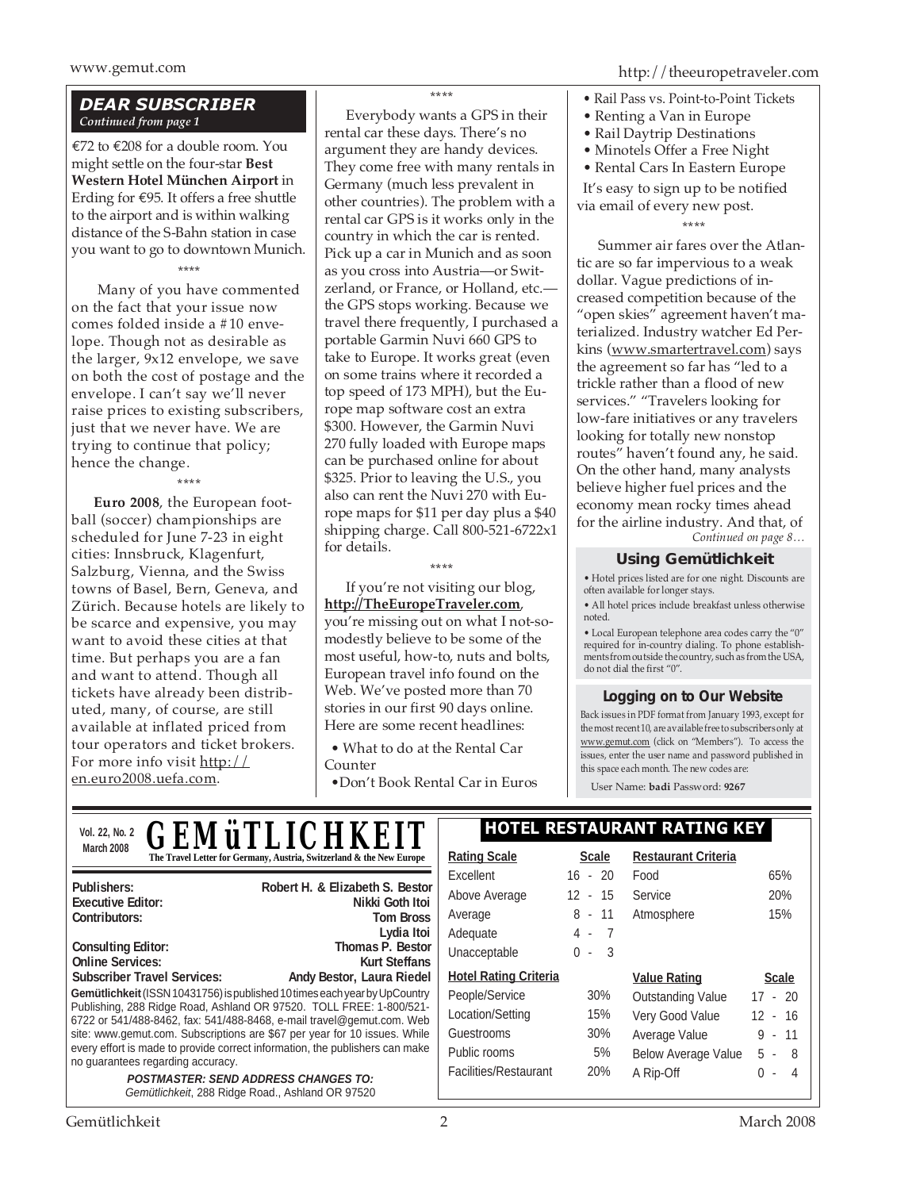## DEAR SUBSCRIBER

*Continued from page 1*

€72 to €208 for a double room. You might settle on the four-star **Best Western Hotel München Airport** in Erding for €95. It offers a free shuttle to the airport and is within walking distance of the S-Bahn station in case you want to go to downtown Munich.

\*\*\*\*

Many of you have commented on the fact that your issue now comes folded inside a #10 envelope. Though not as desirable as the larger, 9x12 envelope, we save on both the cost of postage and the envelope. I can't say we'll never raise prices to existing subscribers, just that we never have. We are trying to continue that policy; hence the change.

\*\*\*\*

**Euro 2008**, the European football (soccer) championships are scheduled for June 7-23 in eight cities: Innsbruck, Klagenfurt, Salzburg, Vienna, and the Swiss towns of Basel, Bern, Geneva, and Zürich. Because hotels are likely to be scarce and expensive, you may want to avoid these cities at that time. But perhaps you are a fan and want to attend. Though all tickets have already been distributed, many, of course, are still available at inflated priced from tour operators and ticket brokers. For more info visit http://en.euro2008.uefa.com.

\*\*\*\*

Everybody wants a GPS in their rental car these days. There's no argument they are handy devices. They come free with many rentals in Germany (much less prevalent in other countries). The problem with a rental car GPS is it works only in the country in which the car is rented. Pick up a car in Munich and as soon as you cross into Austria—or Switzerland, or France, or Holland, etc.—the GPS stops working. Because we travel there frequently, I purchased a portable Garmin Nuvi 660 GPS to take to Europe. It works great (even on some trains where it recorded a top speed of 173 MPH), but the Europe map software cost an extra $300. However, the Garmin Nuvi 270 fully loaded with Europe maps can be purchased online for about $325. Prior to leaving the U.S., you also can rent the Nuvi 270 with Europe maps for $11 per day plus a $40 shipping charge. Call 800-521-6722x1 for details.

\*\*\*\*

If you're not visiting our blog, **http://TheEuropeTraveler.com**, you're missing out on what I not-so-modestly believe to be some of the most useful, how-to, nuts and bolts, European travel info found on the Web. We've posted more than 70 stories in our first 90 days online. Here are some recent headlines:

- What to do at the Rental Car Counter
- Don't Book Rental Car in Euros
- Rail Pass vs. Point-to-Point Tickets
- Renting a Van in Europe
- Rail Daytrip Destinations
- Minotels Offer a Free Night
- Rental Cars In Eastern Europe

It's easy to sign up to be notified via email of every new post.

\*\*\*\*

Summer air fares over the Atlantic are so far impervious to a weak dollar. Vague predictions of increased competition because of the "open skies" agreement haven't materialized. Industry watcher Ed Perkins (www.smartertravel.com) says the agreement so far has "led to a trickle rather than a flood of new services." "Travelers looking for low-fare initiatives or any travelers looking for totally new nonstop routes" haven't found any, he said. On the other hand, many analysts believe higher fuel prices and the economy mean rocky times ahead for the airline industry. And that, of

*Continued on page 8…*

### Using Gemütlichkeit

- Hotel prices listed are for one night. Discounts are often available for longer stays.
- All hotel prices include breakfast unless otherwise noted.
- Local European telephone area codes carry the "0" required for in-country dialing. To phone establishments from outside the country, such as from the USA, do not dial the first "0".

### Logging on to Our Website

Back issues in PDF format from January 1993, except for the most recent 10, are available free to subscribers only at www.gemut.com (click on "Members"). To access the issues, enter the user name and password published in this space each month. The new codes are:

User Name: **badi** Password: **9267**

---

Vol. 22, No. 2
March 2008

# GEMüTLICHKEIT

**The Travel Letter for Germany, Austria, Switzerland & the New Europe**

| | |
|---|---|
| **Publishers:** | **Robert H. & Elizabeth S. Bestor** |
| **Executive Editor:** | **Nikki Goth Itoi** |
| **Contributors:** | **Tom Bross** |
| | **Lydia Itoi** |
| **Consulting Editor:** | **Thomas P. Bestor** |
| **Online Services:** | **Kurt Steffans** |
| **Subscriber Travel Services:** | **Andy Bestor, Laura Riedel** |

**Gemütlichkeit** (ISSN 10431756) is published 10 times each year by UpCountry Publishing, 288 Ridge Road, Ashland OR 97520. TOLL FREE: 1-800/521-6722 or 541/488-8462, fax: 541/488-8468, e-mail travel@gemut.com. Web site: www.gemut.com. Subscriptions are $67 per year for 10 issues. While every effort is made to provide correct information, the publishers can make no guarantees regarding accuracy.

***POSTMASTER: SEND ADDRESS CHANGES TO:***
*Gemütlichkeit*, 288 Ridge Road., Ashland OR 97520

### HOTEL RESTAURANT RATING KEY

| Rating Scale | Scale |
|---|---|
| Excellent | 16 - 20 |
| Above Average | 12 - 15 |
| Average | 8 - 11 |
| Adequate | 4 - 7 |
| Unacceptable | 0 - 3 |

| Hotel Rating Criteria | |
|---|---|
| People/Service | 30% |
| Location/Setting | 15% |
| Guestrooms | 30% |
| Public rooms | 5% |
| Facilities/Restaurant | 20% |

| Restaurant Criteria | |
|---|---|
| Food | 65% |
| Service | 20% |
| Atmosphere | 15% |

| Value Rating | Scale |
|---|---|
| Outstanding Value | 17 - 20 |
| Very Good Value | 12 - 16 |
| Average Value | 9 - 11 |
| Below Average Value | 5 - 8 |
| A Rip-Off | 0 - 4 |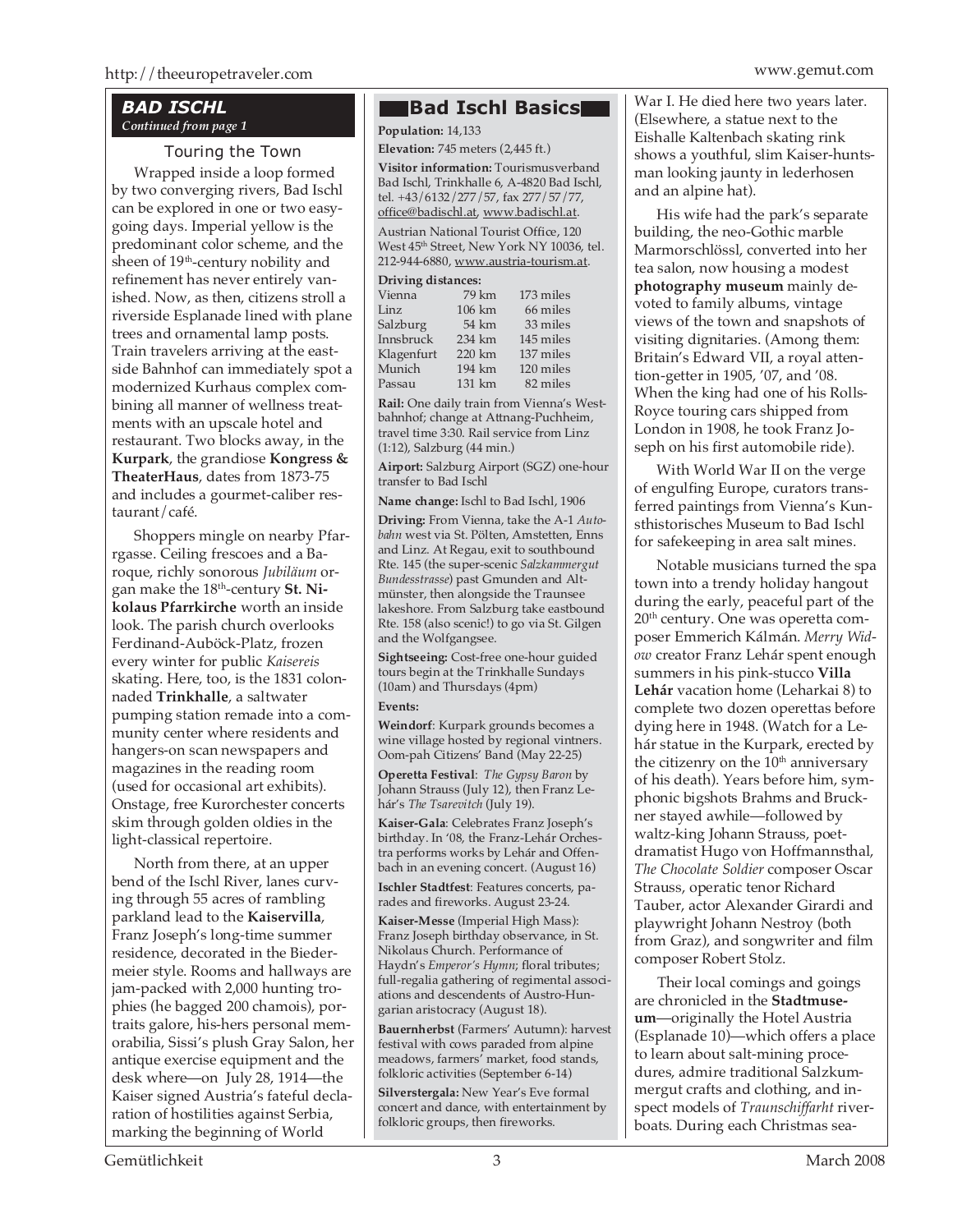## BAD ISCHL

*Continued from page 1*

### Touring the Town

Wrapped inside a loop formed by two converging rivers, Bad Ischl can be explored in one or two easy-going days. Imperial yellow is the predominant color scheme, and the sheen of 19th-century nobility and refinement has never entirely vanished. Now, as then, citizens stroll a riverside Esplanade lined with plane trees and ornamental lamp posts. Train travelers arriving at the east-side Bahnhof can immediately spot a modernized Kurhaus complex combining all manner of wellness treatments with an upscale hotel and restaurant. Two blocks away, in the **Kurpark**, the grandiose **Kongress & TheaterHaus**, dates from 1873-75 and includes a gourmet-caliber restaurant/café.

Shoppers mingle on nearby Pfarrgasse. Ceiling frescoes and a Baroque, richly sonorous *Jubiläum* organ make the 18th-century **St. Nikolaus Pfarrkirche** worth an inside look. The parish church overlooks Ferdinand-Auböck-Platz, frozen every winter for public *Kaisereis* skating. Here, too, is the 1831 colonnaded **Trinkhalle**, a saltwater pumping station remade into a community center where residents and hangers-on scan newspapers and magazines in the reading room (used for occasional art exhibits). Onstage, free Kurorchester concerts skim through golden oldies in the light-classical repertoire.

North from there, at an upper bend of the Ischl River, lanes curving through 55 acres of rambling parkland lead to the **Kaiservilla**, Franz Joseph's long-time summer residence, decorated in the Biedermeier style. Rooms and hallways are jam-packed with 2,000 hunting trophies (he bagged 200 chamois), portraits galore, his-hers personal memorabilia, Sissi's plush Gray Salon, her antique exercise equipment and the desk where—on July 28, 1914—the Kaiser signed Austria's fateful declaration of hostilities against Serbia, marking the beginning of World War I. He died here two years later. (Elsewhere, a statue next to the Eishalle Kaltenbach skating rink shows a youthful, slim Kaiser-huntsman looking jaunty in lederhosen and an alpine hat).

His wife had the park's separate building, the neo-Gothic marble Marmorschlössl, converted into her tea salon, now housing a modest **photography museum** mainly devoted to family albums, vintage views of the town and snapshots of visiting dignitaries. (Among them: Britain's Edward VII, a royal attention-getter in 1905, '07, and '08. When the king had one of his Rolls-Royce touring cars shipped from London in 1908, he took Franz Joseph on his first automobile ride).

With World War II on the verge of engulfing Europe, curators transferred paintings from Vienna's Kunsthistorisches Museum to Bad Ischl for safekeeping in area salt mines.

Notable musicians turned the spa town into a trendy holiday hangout during the early, peaceful part of the 20th century. One was operetta composer Emmerich Kálmán. *Merry Widow* creator Franz Lehár spent enough summers in his pink-stucco **Villa Lehár** vacation home (Leharkai 8) to complete two dozen operettas before dying here in 1948. (Watch for a Lehár statue in the Kurpark, erected by the citizenry on the 10th anniversary of his death). Years before him, symphonic bigshots Brahms and Bruckner stayed awhile—followed by waltz-king Johann Strauss, poet-dramatist Hugo von Hoffmannsthal, *The Chocolate Soldier* composer Oscar Strauss, operatic tenor Richard Tauber, actor Alexander Girardi and playwright Johann Nestroy (both from Graz), and songwriter and film composer Robert Stolz.

Their local comings and goings are chronicled in the **Stadtmuseum**—originally the Hotel Austria (Esplanade 10)—which offers a place to learn about salt-mining procedures, admire traditional Salzkummergut crafts and clothing, and inspect models of *Traunschiffarht* riverboats. During each Christmas sea-

### Bad Ischl Basics

**Population:** 14,133

**Elevation:** 745 meters (2,445 ft.)

**Visitor information:** Tourismusverband Bad Ischl, Trinkhalle 6, A-4820 Bad Ischl, tel. +43/6132/277/57, fax 277/57/77, office@badischl.at, www.badischl.at.

Austrian National Tourist Office, 120 West 45th Street, New York NY 10036, tel. 212-944-6880, www.austria-tourism.at.

**Driving distances:**

| | | |
|---|---|---|
| Vienna | 79 km | 173 miles |
| Linz | 106 km | 66 miles |
| Salzburg | 54 km | 33 miles |
| Innsbruck | 234 km | 145 miles |
| Klagenfurt | 220 km | 137 miles |
| Munich | 194 km | 120 miles |
| Passau | 131 km | 82 miles |

**Rail:** One daily train from Vienna's Westbahnhof; change at Attnang-Puchheim, travel time 3:30. Rail service from Linz (1:12), Salzburg (44 min.)

**Airport:** Salzburg Airport (SGZ) one-hour transfer to Bad Ischl

**Name change:** Ischl to Bad Ischl, 1906

**Driving:** From Vienna, take the A-1 *Autobahn* west via St. Pölten, Amstetten, Enns and Linz. At Regau, exit to southbound Rte. 145 (the super-scenic *Salzkammergut Bundesstrasse*) past Gmunden and Altmünster, then alongside the Traunsee lakeshore. From Salzburg take eastbound Rte. 158 (also scenic!) to go via St. Gilgen and the Wolfgangsee.

**Sightseeing:** Cost-free one-hour guided tours begin at the Trinkhalle Sundays (10am) and Thursdays (4pm)

**Events:**

**Weindorf**: Kurpark grounds becomes a wine village hosted by regional vintners. Oom-pah Citizens' Band (May 22-25)

**Operetta Festival**: *The Gypsy Baron* by Johann Strauss (July 12), then Franz Lehár's *The Tsarevitch* (July 19).

**Kaiser-Gala**: Celebrates Franz Joseph's birthday. In '08, the Franz-Lehár Orchestra performs works by Lehár and Offenbach in an evening concert. (August 16)

**Ischler Stadtfest**: Features concerts, parades and fireworks. August 23-24.

**Kaiser-Messe** (Imperial High Mass): Franz Joseph birthday observance, in St. Nikolaus Church. Performance of Haydn's *Emperor's Hymn*; floral tributes; full-regalia gathering of regimental associations and descendents of Austro-Hungarian aristocracy (August 18).

**Bauernherbst** (Farmers' Autumn): harvest festival with cows paraded from alpine meadows, farmers' market, food stands, folkloric activities (September 6-14)

**Silverstergala:** New Year's Eve formal concert and dance, with entertainment by folkloric groups, then fireworks.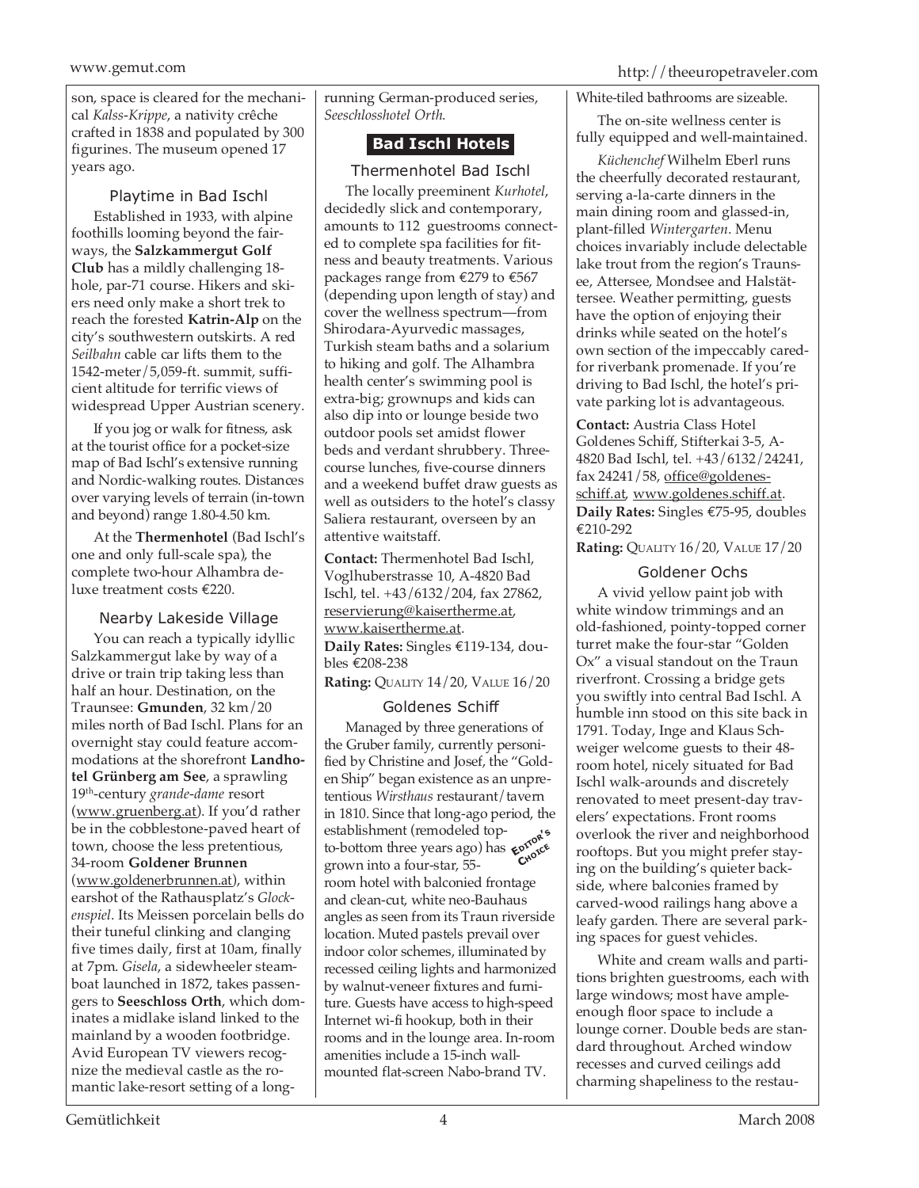son, space is cleared for the mechanical *Kalss-Krippe*, a nativity crêche crafted in 1838 and populated by 300 figurines. The museum opened 17 years ago.

### Playtime in Bad Ischl

Established in 1933, with alpine foothills looming beyond the fairways, the **Salzkammergut Golf Club** has a mildly challenging 18-hole, par-71 course. Hikers and skiers need only make a short trek to reach the forested **Katrin-Alp** on the city's southwestern outskirts. A red *Seilbahn* cable car lifts them to the 1542-meter/5,059-ft. summit, sufficient altitude for terrific views of widespread Upper Austrian scenery.

If you jog or walk for fitness, ask at the tourist office for a pocket-size map of Bad Ischl's extensive running and Nordic-walking routes. Distances over varying levels of terrain (in-town and beyond) range 1.80-4.50 km.

At the **Thermenhotel** (Bad Ischl's one and only full-scale spa), the complete two-hour Alhambra deluxe treatment costs €220.

### Nearby Lakeside Village

You can reach a typically idyllic Salzkammergut lake by way of a drive or train trip taking less than half an hour. Destination, on the Traunsee: **Gmunden**, 32 km/20 miles north of Bad Ischl. Plans for an overnight stay could feature accommodations at the shorefront **Landhotel Grünberg am See**, a sprawling 19th-century *grande-dame* resort (www.gruenberg.at). If you'd rather be in the cobblestone-paved heart of town, choose the less pretentious, 34-room **Goldener Brunnen** (www.goldenerbrunnen.at), within earshot of the Rathausplatz's *Glockenspiel*. Its Meissen porcelain bells do their tuneful clinking and clanging five times daily, first at 10am, finally at 7pm. *Gisela*, a sidewheeler steamboat launched in 1872, takes passengers to **Seeschloss Orth**, which dominates a midlake island linked to the mainland by a wooden footbridge. Avid European TV viewers recognize the medieval castle as the romantic lake-resort setting of a long-running German-produced series, *Seeschlosshotel Orth*.

## Bad Ischl Hotels

### Thermenhotel Bad Ischl

The locally preeminent *Kurhotel*, decidedly slick and contemporary, amounts to 112 guestrooms connected to complete spa facilities for fitness and beauty treatments. Various packages range from €279 to €567 (depending upon length of stay) and cover the wellness spectrum—from Shirodara-Ayurvedic massages, Turkish steam baths and a solarium to hiking and golf. The Alhambra health center's swimming pool is extra-big; grownups and kids can also dip into or lounge beside two outdoor pools set amidst flower beds and verdant shrubbery. Three-course lunches, five-course dinners and a weekend buffet draw guests as well as outsiders to the hotel's classy Saliera restaurant, overseen by an attentive waitstaff.

**Contact:** Thermenhotel Bad Ischl, Voglhuberstrasse 10, A-4820 Bad Ischl, tel. +43/6132/204, fax 27862, reservierung@kaisertherme.at, www.kaisertherme.at.
**Daily Rates:** Singles €119-134, doubles €208-238
**Rating:** Quality 14/20, Value 16/20

### Goldenes Schiff

Managed by three generations of the Gruber family, currently personified by Christine and Josef, the "Golden Ship" began existence as an unpretentious *Wirsthaus* restaurant/tavern in 1810. Since that long-ago period, the establishment (remodeled top-to-bottom three years ago) has grown into a four-star, 55-room hotel with balconied frontage and clean-cut, white neo-Bauhaus angles as seen from its Traun riverside location. Muted pastels prevail over indoor color schemes, illuminated by recessed ceiling lights and harmonized by walnut-veneer fixtures and furniture. Guests have access to high-speed Internet wi-fi hookup, both in their rooms and in the lounge area. In-room amenities include a 15-inch wall-mounted flat-screen Nabo-brand TV. White-tiled bathrooms are sizeable.

*Editor's Choice*

The on-site wellness center is fully equipped and well-maintained.

*Küchenchef* Wilhelm Eberl runs the cheerfully decorated restaurant, serving a-la-carte dinners in the main dining room and glassed-in, plant-filled *Wintergarten*. Menu choices invariably include delectable lake trout from the region's Traunsee, Attersee, Mondsee and Halstättersee. Weather permitting, guests have the option of enjoying their drinks while seated on the hotel's own section of the impeccably cared-for riverbank promenade. If you're driving to Bad Ischl, the hotel's private parking lot is advantageous.

**Contact:** Austria Class Hotel Goldenes Schiff, Stifterkai 3-5, A-4820 Bad Ischl, tel. +43/6132/24241, fax 24241/58, office@goldenes-schiff.at, www.goldenes.schiff.at.
**Daily Rates:** Singles €75-95, doubles €210-292
**Rating:** Quality 16/20, Value 17/20

### Goldener Ochs

A vivid yellow paint job with white window trimmings and an old-fashioned, pointy-topped corner turret make the four-star "Golden Ox" a visual standout on the Traun riverfront. Crossing a bridge gets you swiftly into central Bad Ischl. A humble inn stood on this site back in 1791. Today, Inge and Klaus Schweiger welcome guests to their 48-room hotel, nicely situated for Bad Ischl walk-arounds and discretely renovated to meet present-day travelers' expectations. Front rooms overlook the river and neighborhood rooftops. But you might prefer staying on the building's quieter backside, where balconies framed by carved-wood railings hang above a leafy garden. There are several parking spaces for guest vehicles.

White and cream walls and partitions brighten guestrooms, each with large windows; most have ample-enough floor space to include a lounge corner. Double beds are standard throughout. Arched window recesses and curved ceilings add charming shapeliness to the restau-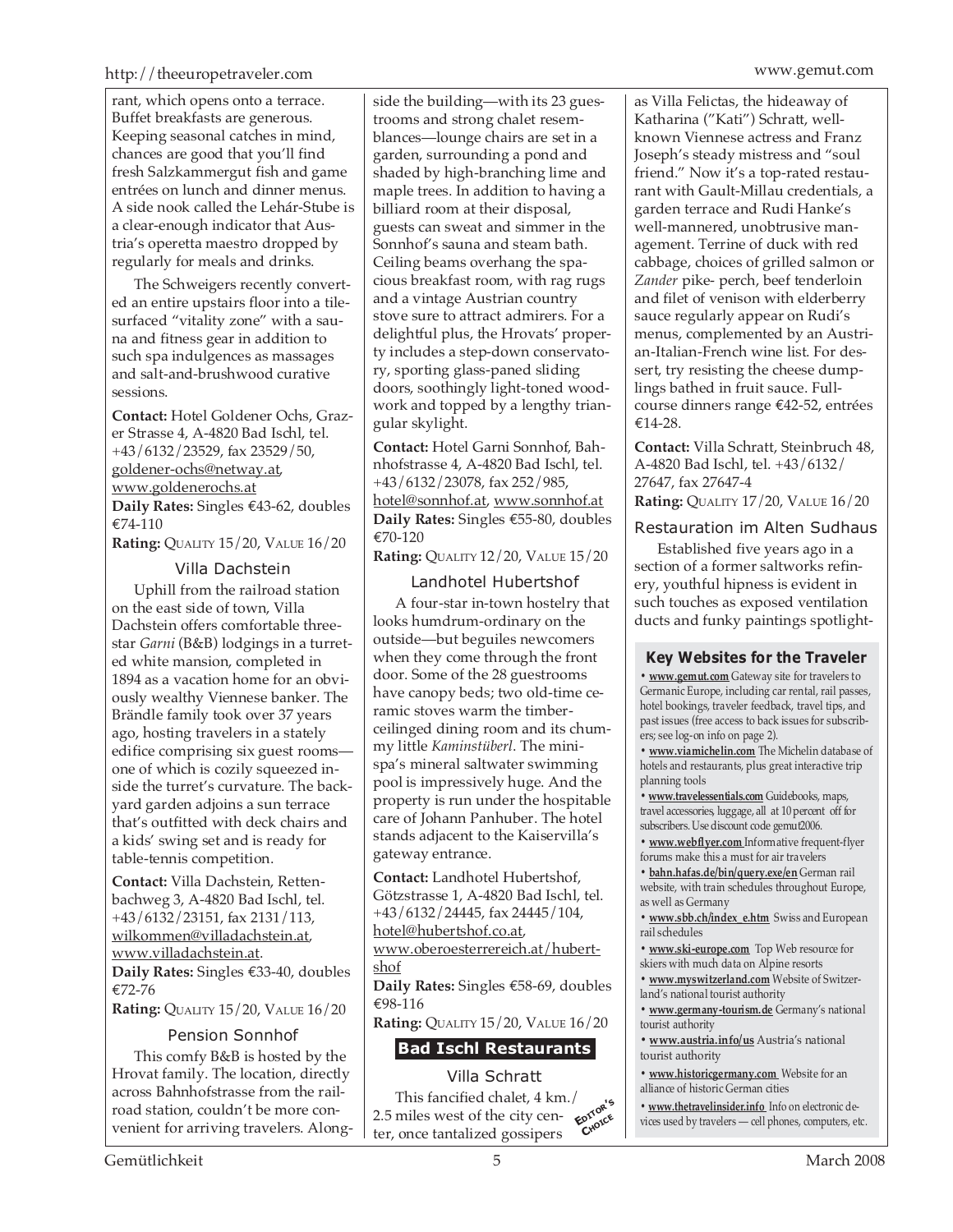rant, which opens onto a terrace. Buffet breakfasts are generous. Keeping seasonal catches in mind, chances are good that you'll find fresh Salzkammergut fish and game entrées on lunch and dinner menus. A side nook called the Lehár-Stube is a clear-enough indicator that Austria's operetta maestro dropped by regularly for meals and drinks.

The Schweigers recently converted an entire upstairs floor into a tile-surfaced "vitality zone" with a sauna and fitness gear in addition to such spa indulgences as massages and salt-and-brushwood curative sessions.

**Contact:** Hotel Goldener Ochs, Grazer Strasse 4, A-4820 Bad Ischl, tel. +43/6132/23529, fax 23529/50, goldener-ochs@netway.at, www.goldenerochs.at
**Daily Rates:** Singles €43-62, doubles €74-110
**Rating:** QUALITY 15/20, VALUE 16/20

### Villa Dachstein

Uphill from the railroad station on the east side of town, Villa Dachstein offers comfortable three-star *Garni* (B&B) lodgings in a turreted white mansion, completed in 1894 as a vacation home for an obviously wealthy Viennese banker. The Brändle family took over 37 years ago, hosting travelers in a stately edifice comprising six guest rooms—one of which is cozily squeezed inside the turret's curvature. The backyard garden adjoins a sun terrace that's outfitted with deck chairs and a kids' swing set and is ready for table-tennis competition.

**Contact:** Villa Dachstein, Rettenbachweg 3, A-4820 Bad Ischl, tel. +43/6132/23151, fax 2131/113, wilkommen@villadachstein.at, www.villadachstein.at.
**Daily Rates:** Singles €33-40, doubles €72-76
**Rating:** QUALITY 15/20, VALUE 16/20

### Pension Sonnhof

This comfy B&B is hosted by the Hrovat family. The location, directly across Bahnhofstrasse from the railroad station, couldn't be more convenient for arriving travelers. Alongside the building—with its 23 guestrooms and strong chalet resemblances—lounge chairs are set in a garden, surrounding a pond and shaded by high-branching lime and maple trees. In addition to having a billiard room at their disposal, guests can sweat and simmer in the Sonnhof's sauna and steam bath. Ceiling beams overhang the spacious breakfast room, with rag rugs and a vintage Austrian country stove sure to attract admirers. For a delightful plus, the Hrovats' property includes a step-down conservatory, sporting glass-paned sliding doors, soothingly light-toned woodwork and topped by a lengthy triangular skylight.

**Contact:** Hotel Garni Sonnhof, Bahnhofstrasse 4, A-4820 Bad Ischl, tel. +43/6132/23078, fax 252/985, hotel@sonnhof.at, www.sonnhof.at
**Daily Rates:** Singles €55-80, doubles €70-120
**Rating:** QUALITY 12/20, VALUE 15/20

### Landhotel Hubertshof

A four-star in-town hostelry that looks humdrum-ordinary on the outside—but beguiles newcomers when they come through the front door. Some of the 28 guestrooms have canopy beds; two old-time ceramic stoves warm the timber-ceilinged dining room and its chummy little *Kaminstüberl*. The mini-spa's mineral saltwater swimming pool is impressively huge. And the property is run under the hospitable care of Johann Panhuber. The hotel stands adjacent to the Kaiservilla's gateway entrance.

**Contact:** Landhotel Hubertshof, Götzstrasse 1, A-4820 Bad Ischl, tel. +43/6132/24445, fax 24445/104, hotel@hubertshof.co.at, www.oberoesterrereich.at/hubertshof
**Daily Rates:** Singles €58-69, doubles €98-116
**Rating:** QUALITY 15/20, VALUE 16/20

## Bad Ischl Restaurants

### Villa Schratt

EDITOR'S CHOICE

This fancified chalet, 4 km./2.5 miles west of the city center, once tantalized gossipers as Villa Felictas, the hideaway of Katharina ("Kati") Schratt, well-known Viennese actress and Franz Joseph's steady mistress and "soul friend." Now it's a top-rated restaurant with Gault-Millau credentials, a garden terrace and Rudi Hanke's well-mannered, unobtrusive management. Terrine of duck with red cabbage, choices of grilled salmon or *Zander* pike- perch, beef tenderloin and filet of venison with elderberry sauce regularly appear on Rudi's menus, complemented by an Austrian-Italian-French wine list. For dessert, try resisting the cheese dumplings bathed in fruit sauce. Full-course dinners range €42-52, entrées €14-28.

**Contact:** Villa Schratt, Steinbruch 48, A-4820 Bad Ischl, tel. +43/6132/27647, fax 27647-4
**Rating:** QUALITY 17/20, VALUE 16/20

### Restauration im Alten Sudhaus

Established five years ago in a section of a former saltworks refinery, youthful hipness is evident in such touches as exposed ventilation ducts and funky paintings spotlight-

### Key Websites for the Traveler

- **www.gemut.com** Gateway site for travelers to Germanic Europe, including car rental, rail passes, hotel bookings, traveler feedback, travel tips, and past issues (free access to back issues for subscribers; see log-on info on page 2).
- **www.viamichelin.com** The Michelin database of hotels and restaurants, plus great interactive trip planning tools
- **www.travelessentials.com** Guidebooks, maps, travel accessories, luggage, all at 10 percent off for subscribers. Use discount code gemut2006.
- **www.webflyer.com** Informative frequent-flyer forums make this a must for air travelers
- **bahn.hafas.de/bin/query.exe/en** German rail website, with train schedules throughout Europe, as well as Germany
- **www.sbb.ch/index_e.htm** Swiss and European rail schedules
- **www.ski-europe.com** Top Web resource for skiers with much data on Alpine resorts
- **www.myswitzerland.com** Website of Switzerland's national tourist authority
- **www.germany-tourism.de** Germany's national tourist authority
- **www.austria.info/us** Austria's national tourist authority
- **www.historicgermany.com** Website for an alliance of historic German cities
- **www.thetravelinsider.info** Info on electronic devices used by travelers — cell phones, computers, etc.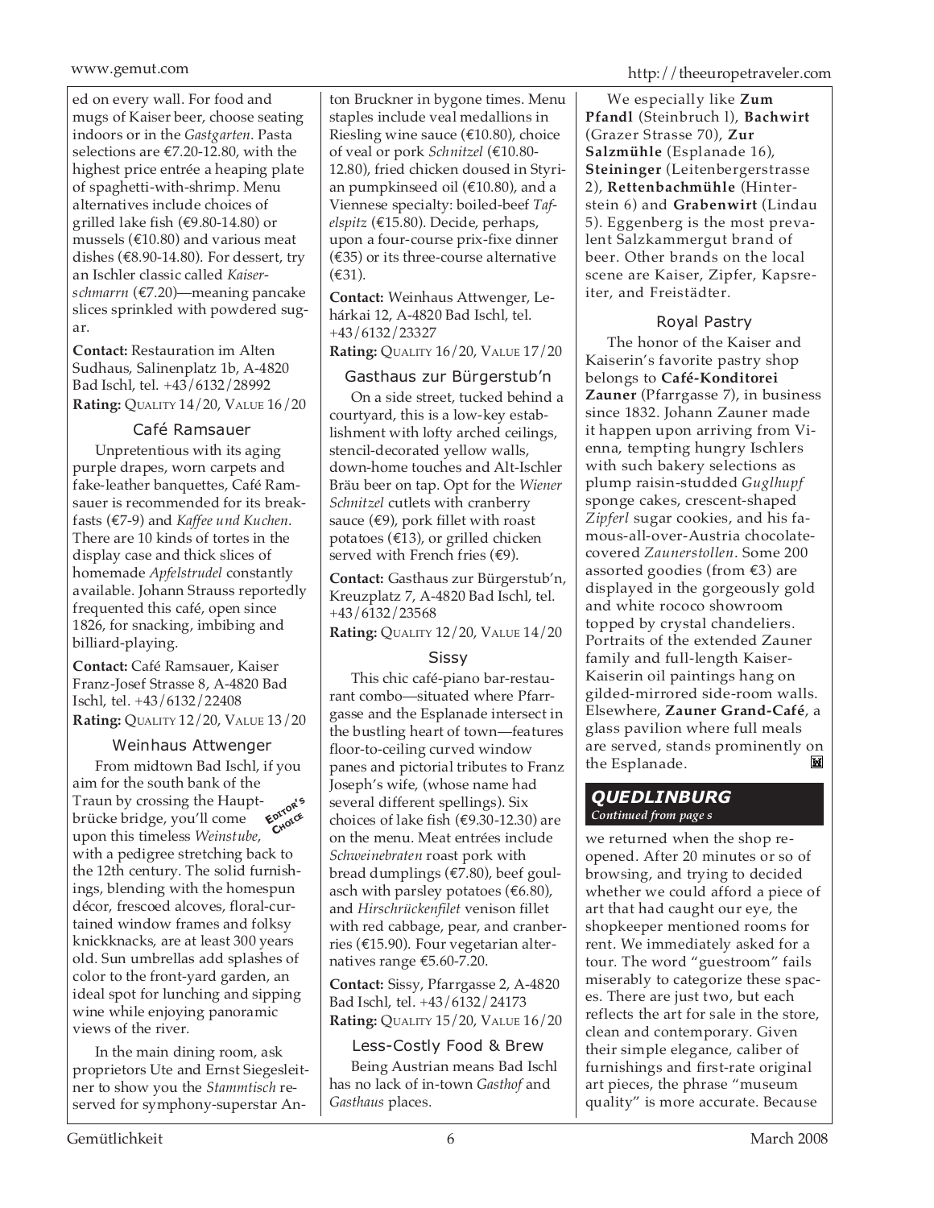ed on every wall. For food and mugs of Kaiser beer, choose seating indoors or in the *Gastgarten*. Pasta selections are €7.20-12.80, with the highest price entrée a heaping plate of spaghetti-with-shrimp. Menu alternatives include choices of grilled lake fish (€9.80-14.80) or mussels (€10.80) and various meat dishes (€8.90-14.80). For dessert, try an Ischler classic called *Kaiserschmarrn* (€7.20)—meaning pancake slices sprinkled with powdered sugar.

**Contact:** Restauration im Alten Sudhaus, Salinenplatz 1b, A-4820 Bad Ischl, tel. +43/6132/28992
**Rating:** QUALITY 14/20, VALUE 16/20

### Café Ramsauer

Unpretentious with its aging purple drapes, worn carpets and fake-leather banquettes, Café Ramsauer is recommended for its breakfasts (€7-9) and *Kaffee und Kuchen*. There are 10 kinds of tortes in the display case and thick slices of homemade *Apfelstrudel* constantly available. Johann Strauss reportedly frequented this café, open since 1826, for snacking, imbibing and billiard-playing.

**Contact:** Café Ramsauer, Kaiser Franz-Josef Strasse 8, A-4820 Bad Ischl, tel. +43/6132/22408
**Rating:** QUALITY 12/20, VALUE 13/20

### Weinhaus Attwenger

EDITOR'S CHOICE

From midtown Bad Ischl, if you aim for the south bank of the Traun by crossing the Hauptbrücke bridge, you'll come upon this timeless *Weinstube*, with a pedigree stretching back to the 12th century. The solid furnishings, blending with the homespun décor, frescoed alcoves, floral-curtained window frames and folksy knickknacks, are at least 300 years old. Sun umbrellas add splashes of color to the front-yard garden, an ideal spot for lunching and sipping wine while enjoying panoramic views of the river.

In the main dining room, ask proprietors Ute and Ernst Siegesleitner to show you the *Stammtisch* reserved for symphony-superstar Anton Bruckner in bygone times. Menu staples include veal medallions in Riesling wine sauce (€10.80), choice of veal or pork *Schnitzel* (€10.80-12.80), fried chicken doused in Styrian pumpkinseed oil (€10.80), and a Viennese specialty: boiled-beef *Tafelspitz* (€15.80). Decide, perhaps, upon a four-course prix-fixe dinner (€35) or its three-course alternative (€31).

**Contact:** Weinhaus Attwenger, Lehárkai 12, A-4820 Bad Ischl, tel. +43/6132/23327
**Rating:** QUALITY 16/20, VALUE 17/20

### Gasthaus zur Bürgerstub'n

On a side street, tucked behind a courtyard, this is a low-key establishment with lofty arched ceilings, stencil-decorated yellow walls, down-home touches and Alt-Ischler Bräu beer on tap. Opt for the *Wiener Schnitzel* cutlets with cranberry sauce (€9), pork fillet with roast potatoes (€13), or grilled chicken served with French fries (€9).

**Contact:** Gasthaus zur Bürgerstub'n, Kreuzplatz 7, A-4820 Bad Ischl, tel. +43/6132/23568
**Rating:** QUALITY 12/20, VALUE 14/20

### Sissy

This chic café-piano bar-restaurant combo—situated where Pfarrgasse and the Esplanade intersect in the bustling heart of town—features floor-to-ceiling curved window panes and pictorial tributes to Franz Joseph's wife, (whose name had several different spellings). Six choices of lake fish (€9.30-12.30) are on the menu. Meat entrées include *Schweinebraten* roast pork with bread dumplings (€7.80), beef goulasch with parsley potatoes (€6.80), and *Hirschrückenfilet* venison fillet with red cabbage, pear, and cranberries (€15.90). Four vegetarian alternatives range €5.60-7.20.

**Contact:** Sissy, Pfarrgasse 2, A-4820 Bad Ischl, tel. +43/6132/24173
**Rating:** QUALITY 15/20, VALUE 16/20

### Less-Costly Food & Brew

Being Austrian means Bad Ischl has no lack of in-town *Gasthof* and *Gasthaus* places.

We especially like **Zum Pfandl** (Steinbruch l), **Bachwirt** (Grazer Strasse 70), **Zur Salzmühle** (Esplanade 16), **Steininger** (Leitenbergerstrasse 2), **Rettenbachmühle** (Hinterstein 6) and **Grabenwirt** (Lindau 5). Eggenberg is the most prevalent Salzkammergut brand of beer. Other brands on the local scene are Kaiser, Zipfer, Kapsreiter, and Freistädter.

### Royal Pastry

The honor of the Kaiser and Kaiserin's favorite pastry shop belongs to **Café-Konditorei Zauner** (Pfarrgasse 7), in business since 1832. Johann Zauner made it happen upon arriving from Vienna, tempting hungry Ischlers with such bakery selections as plump raisin-studded *Guglhupf* sponge cakes, crescent-shaped *Zipferl* sugar cookies, and his famous-all-over-Austria chocolate-covered *Zaunerstollen*. Some 200 assorted goodies (from €3) are displayed in the gorgeously gold and white rococo showroom topped by crystal chandeliers. Portraits of the extended Zauner family and full-length Kaiser-Kaiserin oil paintings hang on gilded-mirrored side-room walls. Elsewhere, **Zauner Grand-Café**, a glass pavilion where full meals are served, stands prominently on the Esplanade.

## QUEDLINBURG

*Continued from page s*

we returned when the shop reopened. After 20 minutes or so of browsing, and trying to decided whether we could afford a piece of art that had caught our eye, the shopkeeper mentioned rooms for rent. We immediately asked for a tour. The word "guestroom" fails miserably to categorize these spaces. There are just two, but each reflects the art for sale in the store, clean and contemporary. Given their simple elegance, caliber of furnishings and first-rate original art pieces, the phrase "museum quality" is more accurate. Because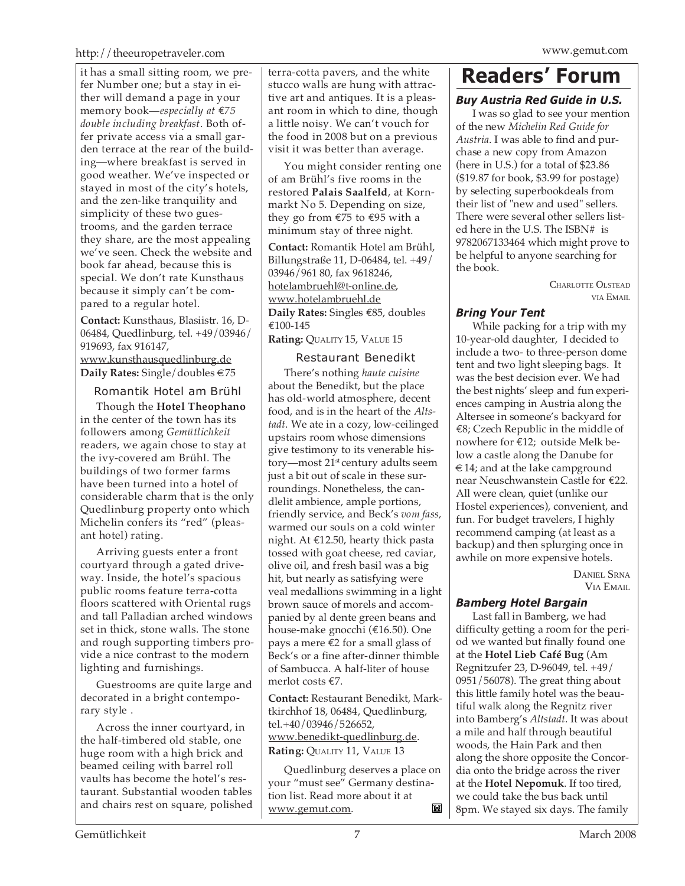it has a small sitting room, we prefer Number one; but a stay in either will demand a page in your memory book—*especially at €75 double including breakfast*. Both offer private access via a small garden terrace at the rear of the building—where breakfast is served in good weather. We've inspected or stayed in most of the city's hotels, and the zen-like tranquility and simplicity of these two guestrooms, and the garden terrace they share, are the most appealing we've seen. Check the website and book far ahead, because this is special. We don't rate Kunsthaus because it simply can't be compared to a regular hotel.

**Contact:** Kunsthaus, Blasiistr. 16, D-06484, Quedlinburg, tel. +49/03946/919693, fax 916147, www.kunsthausquedlinburg.de
**Daily Rates:** Single/doubles €75

### Romantik Hotel am Brühl

Though the **Hotel Theophano** in the center of the town has its followers among *Gemütlichkeit* readers, we again chose to stay at the ivy-covered am Brühl. The buildings of two former farms have been turned into a hotel of considerable charm that is the only Quedlinburg property onto which Michelin confers its "red" (pleasant hotel) rating.

Arriving guests enter a front courtyard through a gated driveway. Inside, the hotel's spacious public rooms feature terra-cotta floors scattered with Oriental rugs and tall Palladian arched windows set in thick, stone walls. The stone and rough supporting timbers provide a nice contrast to the modern lighting and furnishings.

Guestrooms are quite large and decorated in a bright contemporary style .

Across the inner courtyard, in the half-timbered old stable, one huge room with a high brick and beamed ceiling with barrel roll vaults has become the hotel's restaurant. Substantial wooden tables and chairs rest on square, polished terra-cotta pavers, and the white stucco walls are hung with attractive art and antiques. It is a pleasant room in which to dine, though a little noisy. We can't vouch for the food in 2008 but on a previous visit it was better than average.

You might consider renting one of am Brühl's five rooms in the restored **Palais Saalfeld**, at Kornmarkt No 5. Depending on size, they go from €75 to €95 with a minimum stay of three night.

**Contact:** Romantik Hotel am Brühl, Billungstraße 11, D-06484, tel. +49/03946/961 80, fax 9618246, hotelambruehl@t-online.de, www.hotelambruehl.de
**Daily Rates:** Singles €85, doubles €100-145
**Rating:** Quality 15, Value 15

### Restaurant Benedikt

There's nothing *haute cuisine* about the Benedikt, but the place has old-world atmosphere, decent food, and is in the heart of the *Altstadt*. We ate in a cozy, low-ceilinged upstairs room whose dimensions give testimony to its venerable history—most 21st century adults seem just a bit out of scale in these surroundings. Nonetheless, the candlelit ambience, ample portions, friendly service, and Beck's *vom fass,* warmed our souls on a cold winter night. At €12.50, hearty thick pasta tossed with goat cheese, red caviar, olive oil, and fresh basil was a big hit, but nearly as satisfying were veal medallions swimming in a light brown sauce of morels and accompanied by al dente green beans and house-make gnocchi (€16.50). One pays a mere €2 for a small glass of Beck's or a fine after-dinner thimble of Sambucca. A half-liter of house merlot costs €7.

**Contact:** Restaurant Benedikt, Marktkirchhof 18, 06484, Quedlinburg, tel.+40/03946/526652, www.benedikt-quedlinburg.de.
**Rating:** Quality 11, Value 13

Quedlinburg deserves a place on your "must see" Germany destination list. Read more about it at www.gemut.com.

# Readers' Forum

### Buy Austria Red Guide in U.S.

I was so glad to see your mention of the new *Michelin Red Guide for Austria*. I was able to find and purchase a new copy from Amazon (here in U.S.) for a total of $23.86 ($19.87 for book, $3.99 for postage) by selecting superbookdeals from their list of "new and used" sellers. There were several other sellers listed here in the U.S. The ISBN# is 9782067133464 which might prove to be helpful to anyone searching for the book.

Charlotte Olstead
via Email

### Bring Your Tent

While packing for a trip with my 10-year-old daughter, I decided to include a two- to three-person dome tent and two light sleeping bags. It was the best decision ever. We had the best nights' sleep and fun experiences camping in Austria along the Altersee in someone's backyard for €8; Czech Republic in the middle of nowhere for €12; outside Melk below a castle along the Danube for €14; and at the lake campground near Neuschwanstein Castle for €22. All were clean, quiet (unlike our Hostel experiences), convenient, and fun. For budget travelers, I highly recommend camping (at least as a backup) and then splurging once in awhile on more expensive hotels.

Daniel Srna
Via Email

### Bamberg Hotel Bargain

Last fall in Bamberg, we had difficulty getting a room for the period we wanted but finally found one at the **Hotel Lieb Café Bug** (Am Regnitzufer 23, D-96049, tel. +49/0951/56078). The great thing about this little family hotel was the beautiful walk along the Regnitz river into Bamberg's *Altstadt*. It was about a mile and half through beautiful woods, the Hain Park and then along the shore opposite the Concordia onto the bridge across the river at the **Hotel Nepomuk**. If too tired, we could take the bus back until 8pm. We stayed six days. The family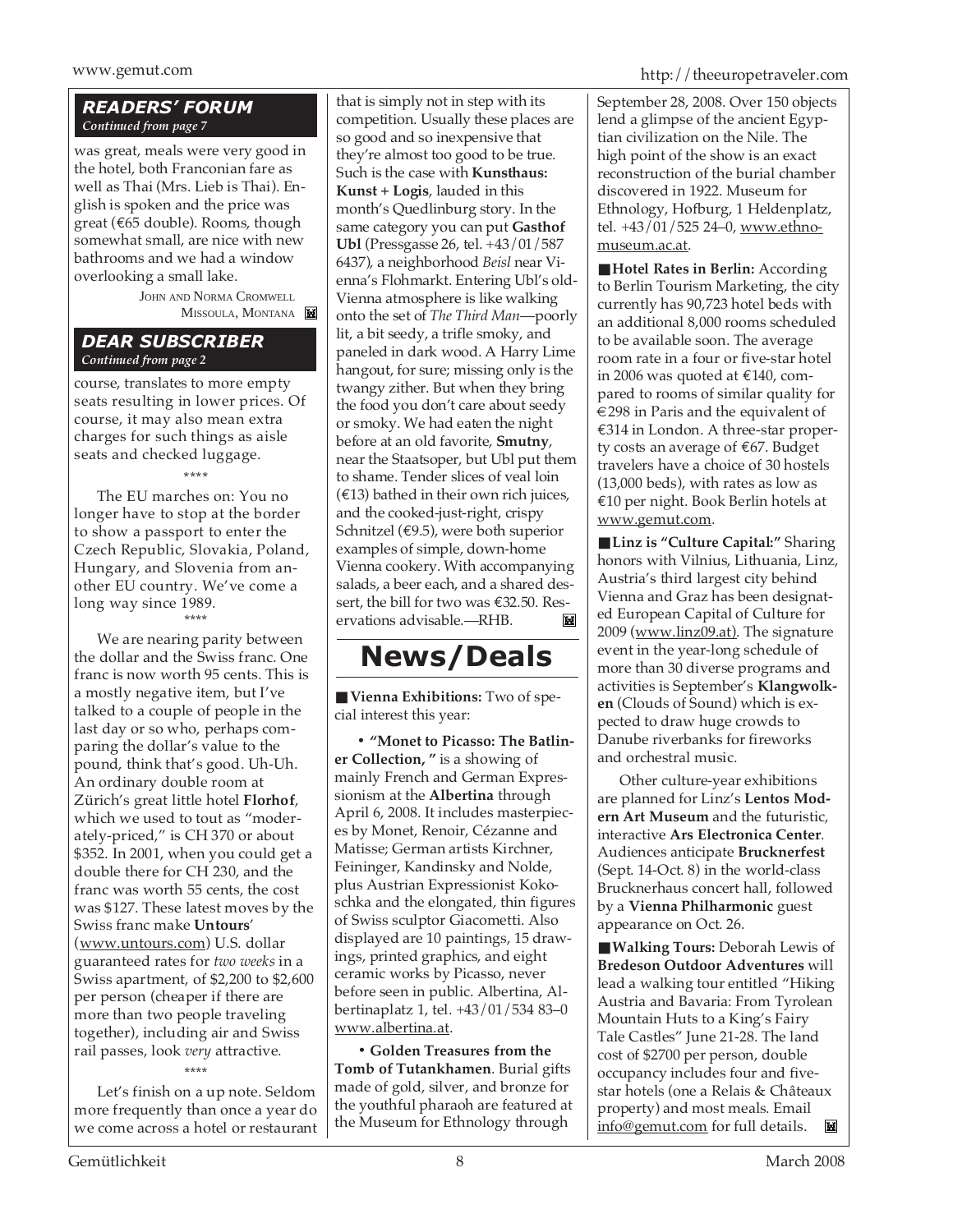### *READERS' FORUM*

*Continued from page 7*

was great, meals were very good in the hotel, both Franconian fare as well as Thai (Mrs. Lieb is Thai). English is spoken and the price was great (€65 double). Rooms, though somewhat small, are nice with new bathrooms and we had a window overlooking a small lake.

JOHN AND NORMA CROMWELL
MISSOULA, MONTANA

### *DEAR SUBSCRIBER*

*Continued from page 2*

course, translates to more empty seats resulting in lower prices. Of course, it may also mean extra charges for such things as aisle seats and checked luggage.

\*\*\*\*

The EU marches on: You no longer have to stop at the border to show a passport to enter the Czech Republic, Slovakia, Poland, Hungary, and Slovenia from another EU country. We've come a long way since 1989.

\*\*\*\*

We are nearing parity between the dollar and the Swiss franc. One franc is now worth 95 cents. This is a mostly negative item, but I've talked to a couple of people in the last day or so who, perhaps comparing the dollar's value to the pound, think that's good. Uh-Uh. An ordinary double room at Zürich's great little hotel **Florhof**, which we used to tout as "moderately-priced," is CH 370 or about $352. In 2001, when you could get a double there for CH 230, and the franc was worth 55 cents, the cost was $127. These latest moves by the Swiss franc make **Untours**' (www.untours.com) U.S. dollar guaranteed rates for *two weeks* in a Swiss apartment, of $2,200 to $2,600 per person (cheaper if there are more than two people traveling together), including air and Swiss rail passes, look *very* attractive.

\*\*\*\*

Let's finish on a up note. Seldom more frequently than once a year do we come across a hotel or restaurant that is simply not in step with its competition. Usually these places are so good and so inexpensive that they're almost too good to be true. Such is the case with **Kunsthaus: Kunst + Logis**, lauded in this month's Quedlinburg story. In the same category you can put **Gasthof Ubl** (Pressgasse 26, tel. +43/01/587 6437), a neighborhood *Beisl* near Vienna's Flohmarkt. Entering Ubl's old-Vienna atmosphere is like walking onto the set of *The Third Man*—poorly lit, a bit seedy, a trifle smoky, and paneled in dark wood. A Harry Lime hangout, for sure; missing only is the twangy zither. But when they bring the food you don't care about seedy or smoky. We had eaten the night before at an old favorite, **Smutny**, near the Staatsoper, but Ubl put them to shame. Tender slices of veal loin (€13) bathed in their own rich juices, and the cooked-just-right, crispy Schnitzel (€9.5), were both superior examples of simple, down-home Vienna cookery. With accompanying salads, a beer each, and a shared dessert, the bill for two was €32.50. Reservations advisable.—RHB.

# News/Deals

■ **Vienna Exhibitions:** Two of special interest this year:

• **"Monet to Picasso: The Batliner Collection, "** is a showing of mainly French and German Expressionism at the **Albertina** through April 6, 2008. It includes masterpieces by Monet, Renoir, Cézanne and Matisse; German artists Kirchner, Feininger, Kandinsky and Nolde, plus Austrian Expressionist Kokoschka and the elongated, thin figures of Swiss sculptor Giacometti. Also displayed are 10 paintings, 15 drawings, printed graphics, and eight ceramic works by Picasso, never before seen in public. Albertina, Albertinaplatz 1, tel. +43/01/534 83–0 www.albertina.at.

• **Golden Treasures from the Tomb of Tutankhamen**. Burial gifts made of gold, silver, and bronze for the youthful pharaoh are featured at the Museum for Ethnology through September 28, 2008. Over 150 objects lend a glimpse of the ancient Egyptian civilization on the Nile. The high point of the show is an exact reconstruction of the burial chamber discovered in 1922. Museum for Ethnology, Hofburg, 1 Heldenplatz, tel. +43/01/525 24–0, www.ethno-museum.ac.at.

■ **Hotel Rates in Berlin:** According to Berlin Tourism Marketing, the city currently has 90,723 hotel beds with an additional 8,000 rooms scheduled to be available soon. The average room rate in a four or five-star hotel in 2006 was quoted at €140, compared to rooms of similar quality for €298 in Paris and the equivalent of €314 in London. A three-star property costs an average of €67. Budget travelers have a choice of 30 hostels (13,000 beds), with rates as low as €10 per night. Book Berlin hotels at www.gemut.com.

■ **Linz is "Culture Capital:"** Sharing honors with Vilnius, Lithuania, Linz, Austria's third largest city behind Vienna and Graz has been designated European Capital of Culture for 2009 (www.linz09.at). The signature event in the year-long schedule of more than 30 diverse programs and activities is September's **Klangwolken** (Clouds of Sound) which is expected to draw huge crowds to Danube riverbanks for fireworks and orchestral music.

Other culture-year exhibitions are planned for Linz's **Lentos Modern Art Museum** and the futuristic, interactive **Ars Electronica Center**. Audiences anticipate **Brucknerfest** (Sept. 14-Oct. 8) in the world-class Brucknerhaus concert hall, followed by a **Vienna Philharmonic** guest appearance on Oct. 26.

■ **Walking Tours:** Deborah Lewis of **Bredeson Outdoor Adventures** will lead a walking tour entitled "Hiking Austria and Bavaria: From Tyrolean Mountain Huts to a King's Fairy Tale Castles" June 21-28. The land cost of $2700 per person, double occupancy includes four and five-star hotels (one a Relais & Châteaux property) and most meals. Email info@gemut.com for full details.